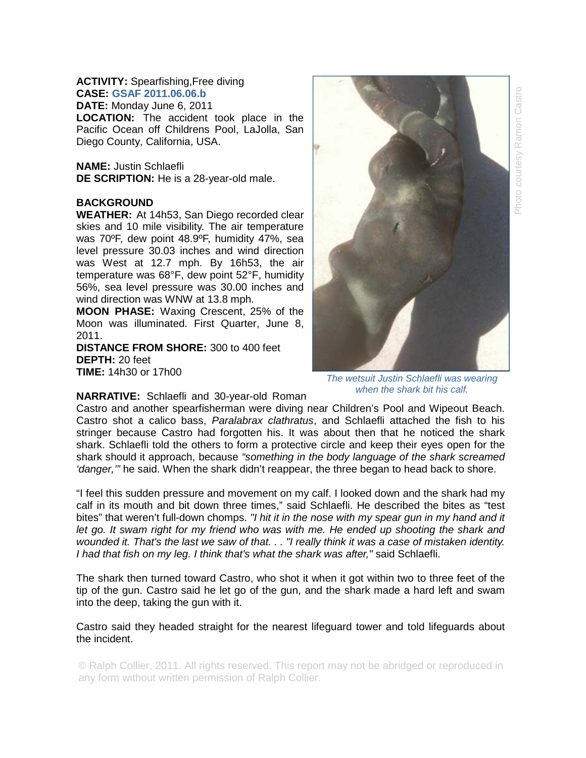**ACTIVITY:** Spearfishing,Free diving
**CASE:** GSAF 2011.06.06.b
**DATE:** Monday June 6, 2011
**LOCATION:** The accident took place in the Pacific Ocean off Childrens Pool, LaJolla, San Diego County, California, USA.

**NAME:** Justin Schlaefli
**DE SCRIPTION:** He is a 28-year-old male.

**BACKGROUND**

**WEATHER:** At 14h53, San Diego recorded clear skies and 10 mile visibility. The air temperature was 70ºF, dew point 48.9ºF, humidity 47%, sea level pressure 30.03 inches and wind direction was West at 12.7 mph. By 16h53, the air temperature was 68°F, dew point 52°F, humidity 56%, sea level pressure was 30.00 inches and wind direction was WNW at 13.8 mph.
**MOON PHASE:** Waxing Crescent, 25% of the Moon was illuminated. First Quarter, June 8, 2011.
**DISTANCE FROM SHORE:** 300 to 400 feet
**DEPTH:** 20 feet
**TIME:** 14h30 or 17h00

*The wetsuit Justin Schlaefli was wearing when the shark bit his calf.*

Photo courtesy Ramon Castro

**NARRATIVE:** Schlaefli and 30-year-old Roman Castro and another spearfisherman were diving near Children's Pool and Wipeout Beach. Castro shot a calico bass, *Paralabrax clathratus*, and Schlaefli attached the fish to his stringer because Castro had forgotten his. It was about then that he noticed the shark shark. Schlaefli told the others to form a protective circle and keep their eyes open for the shark should it approach, because *"something in the body language of the shark screamed 'danger,'"* he said. When the shark didn't reappear, the three began to head back to shore.

"I feel this sudden pressure and movement on my calf. I looked down and the shark had my calf in its mouth and bit down three times," said Schlaefli. He described the bites as "test bites" that weren't full-down chomps. *"I hit it in the nose with my spear gun in my hand and it let go. It swam right for my friend who was with me. He ended up shooting the shark and wounded it. That's the last we saw of that. . . "I really think it was a case of mistaken identity. I had that fish on my leg. I think that's what the shark was after,"* said Schlaefli.

The shark then turned toward Castro, who shot it when it got within two to three feet of the tip of the gun. Castro said he let go of the gun, and the shark made a hard left and swam into the deep, taking the gun with it.

Castro said they headed straight for the nearest lifeguard tower and told lifeguards about the incident.

© Ralph Collier, 2011. All rights reserved. This report may not be abridged or reproduced in any form without written permission of Ralph Collier.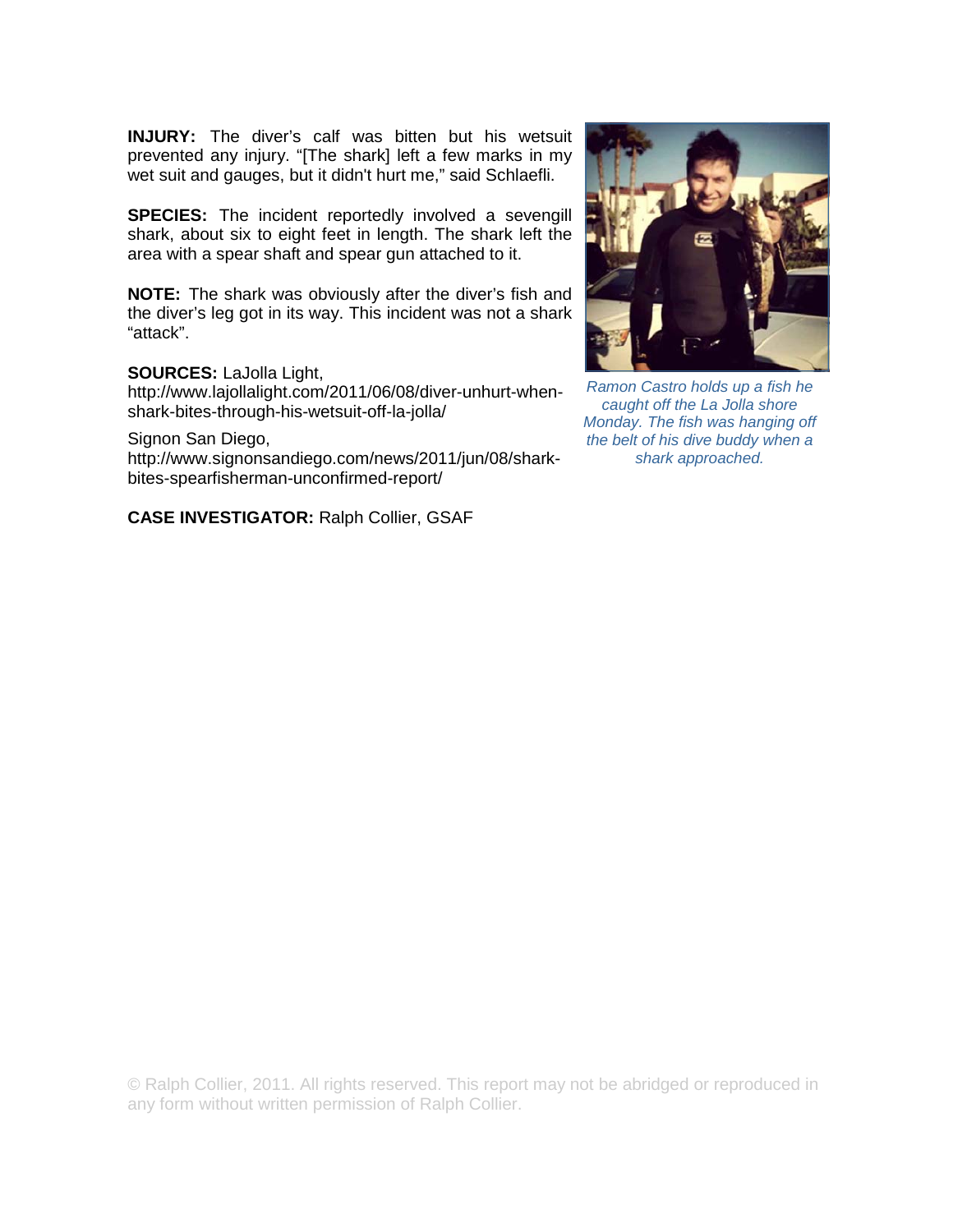**INJURY:** The diver's calf was bitten but his wetsuit prevented any injury. "[The shark] left a few marks in my wet suit and gauges, but it didn't hurt me," said Schlaefli.

**SPECIES:** The incident reportedly involved a sevengill shark, about six to eight feet in length. The shark left the area with a spear shaft and spear gun attached to it.

**NOTE:** The shark was obviously after the diver's fish and the diver's leg got in its way. This incident was not a shark "attack".

**SOURCES:** LaJolla Light, http://www.lajollalight.com/2011/06/08/diver-unhurt-when-shark-bites-through-his-wetsuit-off-la-jolla/

Signon San Diego, http://www.signonsandiego.com/news/2011/jun/08/shark-bites-spearfisherman-unconfirmed-report/

**CASE INVESTIGATOR:** Ralph Collier, GSAF

*Ramon Castro holds up a fish he caught off the La Jolla shore Monday. The fish was hanging off the belt of his dive buddy when a shark approached.*

© Ralph Collier, 2011. All rights reserved. This report may not be abridged or reproduced in any form without written permission of Ralph Collier.